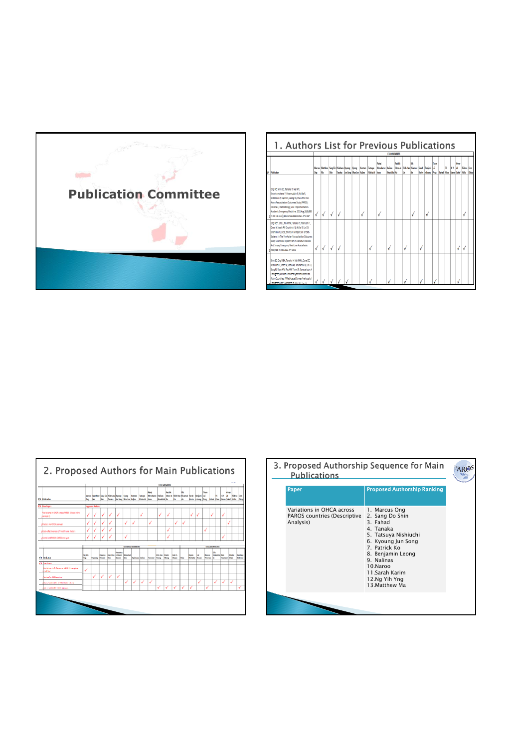# Publication Committee

## 1. Authors List for Previous Publications

## 2. Proposed Authors for Main Publications

## 3. Proposed Authorship Sequence for Main Publications

| Paper | Proposed Authorship Ranking |
|---|---|
| Variations in OHCA across PAROS countries (Descriptive Analysis) | 1. Marcus Ong<br>2. Sang Do Shin<br>3. Fahad<br>4. Tanaka<br>5. Tatsuya Nishiuchi<br>6. Kyoung Jun Song<br>7. Patrick Ko<br>8. Benjamin Leong<br>9. Nalinas<br>10. Naroo<br>11. Sarah Karim<br>12. Ng Yih Yng<br>13. Matthew Ma |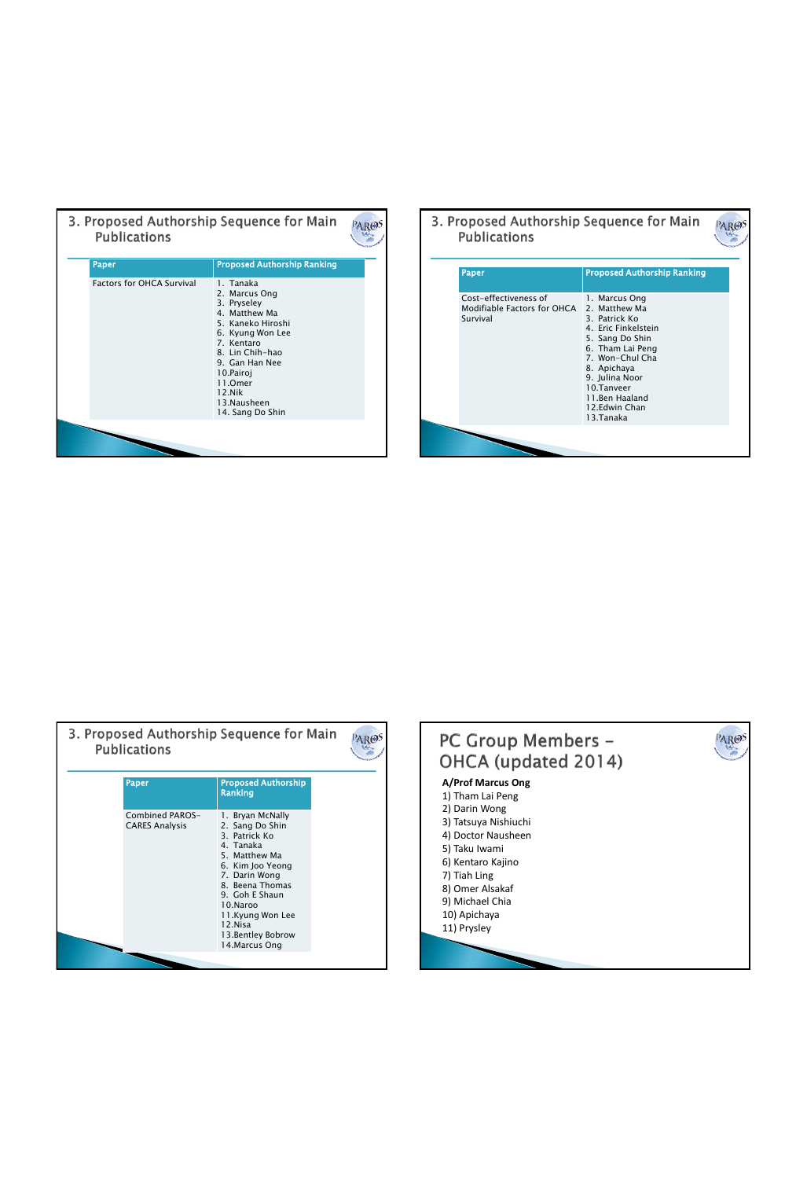## 3. Proposed Authorship Sequence for Main Publications

| Paper | Proposed Authorship Ranking |
|---|---|
| Factors for OHCA Survival | 1. Tanaka<br>2. Marcus Ong<br>3. Pryseley<br>4. Matthew Ma<br>5. Kaneko Hiroshi<br>6. Kyung Won Lee<br>7. Kentaro<br>8. Lin Chih-hao<br>9. Gan Han Nee<br>10. Pairoj<br>11. Omer<br>12. Nik<br>13. Nausheen<br>14. Sang Do Shin |

## 3. Proposed Authorship Sequence for Main Publications

| Paper | Proposed Authorship Ranking |
|---|---|
| Cost-effectiveness of Modifiable Factors for OHCA Survival | 1. Marcus Ong<br>2. Matthew Ma<br>3. Patrick Ko<br>4. Eric Finkelstein<br>5. Sang Do Shin<br>6. Tham Lai Peng<br>7. Won-Chul Cha<br>8. Apichaya<br>9. Julina Noor<br>10. Tanveer<br>11. Ben Haaland<br>12. Edwin Chan<br>13. Tanaka |

## 3. Proposed Authorship Sequence for Main Publications

| Paper | Proposed Authorship Ranking |
|---|---|
| Combined PAROS-CARES Analysis | 1. Bryan McNally<br>2. Sang Do Shin<br>3. Patrick Ko<br>4. Tanaka<br>5. Matthew Ma<br>6. Kim Joo Yeong<br>7. Darin Wong<br>8. Beena Thomas<br>9. Goh E Shaun<br>10. Naroo<br>11. Kyung Won Lee<br>12. Nisa<br>13. Bentley Bobrow<br>14. Marcus Ong |

## PC Group Members – OHCA (updated 2014)

**A/Prof Marcus Ong**

1) Tham Lai Peng
2) Darin Wong
3) Tatsuya Nishiuchi
4) Doctor Nausheen
5) Taku Iwami
6) Kentaro Kajino
7) Tiah Ling
8) Omer Alsakaf
9) Michael Chia
10) Apichaya
11) Prysley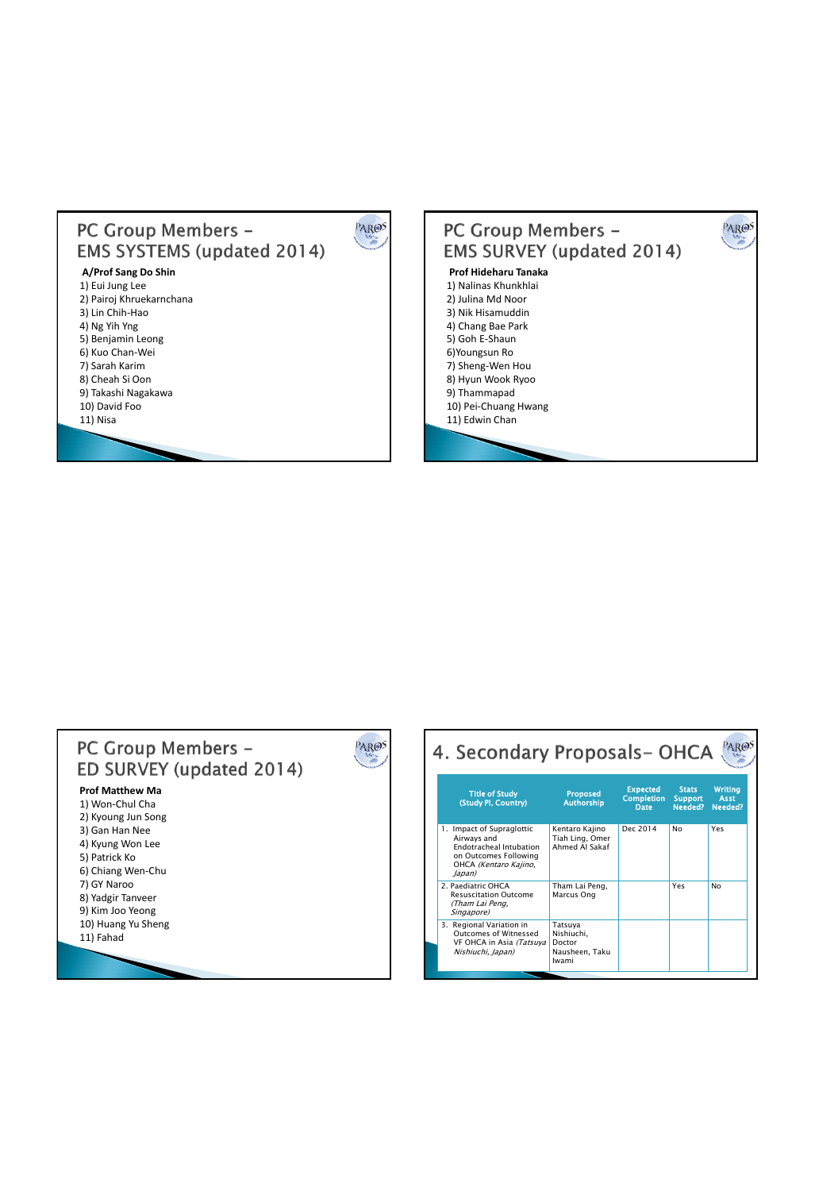## PC Group Members – EMS SYSTEMS (updated 2014)

**A/Prof Sang Do Shin**

1) Eui Jung Lee
2) Pairoj Khruekarnchana
3) Lin Chih-Hao
4) Ng Yih Yng
5) Benjamin Leong
6) Kuo Chan-Wei
7) Sarah Karim
8) Cheah Si Oon
9) Takashi Nagakawa
10) David Foo
11) Nisa

## PC Group Members – EMS SURVEY (updated 2014)

**Prof Hideharu Tanaka**

1) Nalinas Khunkhlai
2) Julina Md Noor
3) Nik Hisamuddin
4) Chang Bae Park
5) Goh E-Shaun
6)Youngsun Ro
7) Sheng-Wen Hou
8) Hyun Wook Ryoo
9) Thammapad
10) Pei-Chuang Hwang
11) Edwin Chan

## PC Group Members – ED SURVEY (updated 2014)

**Prof Matthew Ma**

1) Won-Chul Cha
2) Kyoung Jun Song
3) Gan Han Nee
4) Kyung Won Lee
5) Patrick Ko
6) Chiang Wen-Chu
7) GY Naroo
8) Yadgir Tanveer
9) Kim Joo Yeong
10) Huang Yu Sheng
11) Fahad

## 4. Secondary Proposals- OHCA

| Title of Study (Study PI, Country) | Proposed Authorship | Expected Completion Date | Stats Support Needed? | Writing Asst Needed? |
|---|---|---|---|---|
| 1. Impact of Supraglottic Airways and Endotracheal Intubation on Outcomes Following OHCA *(Kentaro Kajino, Japan)* | Kentaro Kajino Tiah Ling, Omer Ahmed Al Sakaf | Dec 2014 | No | Yes |
| 2. Paediatric OHCA Resuscitation Outcome *(Tham Lai Peng, Singapore)* | Tham Lai Peng, Marcus Ong | | Yes | No |
| 3. Regional Variation in Outcomes of Witnessed VF OHCA in Asia *(Tatsuya Nishiuchi, Japan)* | Tatsuya Nishiuchi, Doctor Nausheen, Taku Iwami | | | |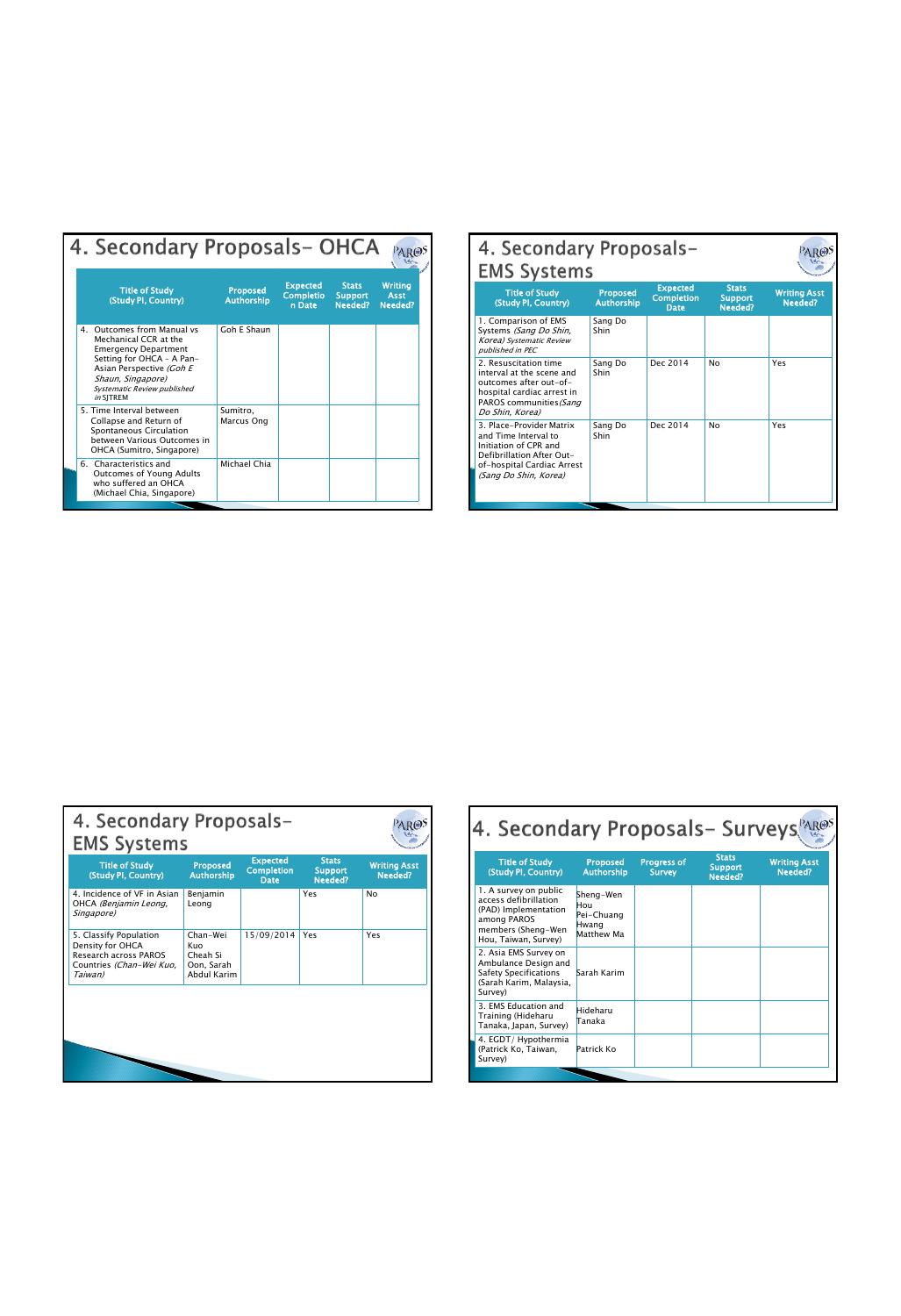## 4. Secondary Proposals- OHCA

| Title of Study (Study PI, Country) | Proposed Authorship | Expected Completion Date | Stats Support Needed? | Writing Asst Needed? |
|---|---|---|---|---|
| 4. Outcomes from Manual vs Mechanical CCR at the Emergency Department Setting for OHCA – A Pan-Asian Perspective *(Goh E Shaun, Singapore)* *Systematic Review published in SJTREM* | Goh E Shaun | | | |
| 5. Time Interval between Collapse and Return of Spontaneous Circulation between Various Outcomes in OHCA (Sumitro, Singapore) | Sumitro, Marcus Ong | | | |
| 6. Characteristics and Outcomes of Young Adults who suffered an OHCA (Michael Chia, Singapore) | Michael Chia | | | |

## 4. Secondary Proposals- EMS Systems

| Title of Study (Study PI, Country) | Proposed Authorship | Expected Completion Date | Stats Support Needed? | Writing Asst Needed? |
|---|---|---|---|---|
| 1. Comparison of EMS Systems *(Sang Do Shin, Korea) Systematic Review published in PEC* | Sang Do Shin | | | |
| 2. Resuscitation time interval at the scene and outcomes after out-of-hospital cardiac arrest in PAROS communities *(Sang Do Shin, Korea)* | Sang Do Shin | Dec 2014 | No | Yes |
| 3. Place-Provider Matrix and Time Interval to Initiation of CPR and Defibrillation After Out-of-hospital Cardiac Arrest *(Sang Do Shin, Korea)* | Sang Do Shin | Dec 2014 | No | Yes |

## 4. Secondary Proposals- EMS Systems

| Title of Study (Study PI, Country) | Proposed Authorship | Expected Completion Date | Stats Support Needed? | Writing Asst Needed? |
|---|---|---|---|---|
| 4. Incidence of VF in Asian OHCA *(Benjamin Leong, Singapore)* | Benjamin Leong | | Yes | No |
| 5. Classify Population Density for OHCA Research across PAROS Countries *(Chan-Wei Kuo, Taiwan)* | Chan-Wei Kuo Cheah Si Oon, Sarah Abdul Karim | 15/09/2014 | Yes | Yes |

## 4. Secondary Proposals- Surveys

| Title of Study (Study PI, Country) | Proposed Authorship | Progress of Survey | Stats Support Needed? | Writing Asst Needed? |
|---|---|---|---|---|
| 1. A survey on public access defibrillation (PAD) Implementation among PAROS members (Sheng-Wen Hou, Taiwan, Survey) | Sheng-Wen Hou Pei-Chuang Hwang Matthew Ma | | | |
| 2. Asia EMS Survey on Ambulance Design and Safety Specifications (Sarah Karim, Malaysia, Survey) | Sarah Karim | | | |
| 3. EMS Education and Training (Hideharu Tanaka, Japan, Survey) | Hideharu Tanaka | | | |
| 4. EGDT/ Hypothermia (Patrick Ko, Taiwan, Survey) | Patrick Ko | | | |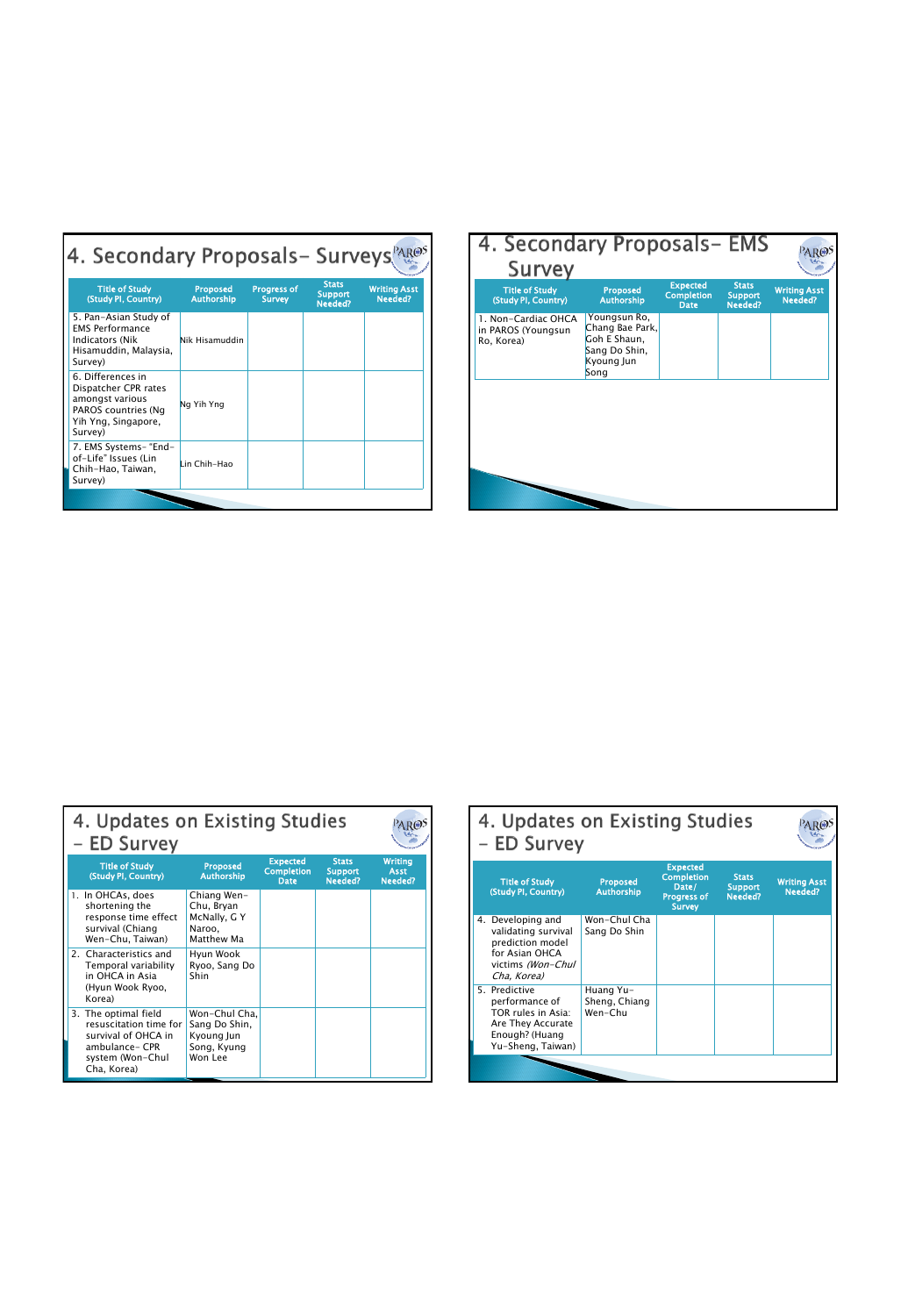## 4. Secondary Proposals- Surveys

| Title of Study (Study PI, Country) | Proposed Authorship | Progress of Survey | Stats Support Needed? | Writing Asst Needed? |
|---|---|---|---|---|
| 5. Pan-Asian Study of EMS Performance Indicators (Nik Hisamuddin, Malaysia, Survey) | Nik Hisamuddin | | | |
| 6. Differences in Dispatcher CPR rates amongst various PAROS countries (Ng Yih Yng, Singapore, Survey) | Ng Yih Yng | | | |
| 7. EMS Systems- "End-of-Life" Issues (Lin Chih-Hao, Taiwan, Survey) | Lin Chih-Hao | | | |

## 4. Secondary Proposals- EMS Survey

| Title of Study (Study PI, Country) | Proposed Authorship | Expected Completion Date | Stats Support Needed? | Writing Asst Needed? |
|---|---|---|---|---|
| 1. Non-Cardiac OHCA in PAROS (Youngsun Ro, Korea) | Youngsun Ro, Chang Bae Park, Goh E Shaun, Sang Do Shin, Kyoung Jun Song | | | |

## 4. Updates on Existing Studies – ED Survey

| Title of Study (Study PI, Country) | Proposed Authorship | Expected Completion Date | Stats Support Needed? | Writing Asst Needed? |
|---|---|---|---|---|
| 1. In OHCAs, does shortening the response time effect survival (Chiang Wen-Chu, Taiwan) | Chiang Wen-Chu, Bryan McNally, G Y Naroo, Matthew Ma | | | |
| 2. Characteristics and Temporal variability in OHCA in Asia (Hyun Wook Ryoo, Korea) | Hyun Wook Ryoo, Sang Do Shin | | | |
| 3. The optimal field resuscitation time for survival of OHCA in ambulance- CPR system (Won-Chul Cha, Korea) | Won-Chul Cha, Sang Do Shin, Kyoung Jun Song, Kyung Won Lee | | | |

## 4. Updates on Existing Studies – ED Survey

| Title of Study (Study PI, Country) | Proposed Authorship | Expected Completion Date/ Progress of Survey | Stats Support Needed? | Writing Asst Needed? |
|---|---|---|---|---|
| 4. Developing and validating survival prediction model for Asian OHCA victims *(Won-Chul Cha, Korea)* | Won-Chul Cha Sang Do Shin | | | |
| 5. Predictive performance of TOR rules in Asia: Are They Accurate Enough? (Huang Yu-Sheng, Taiwan) | Huang Yu-Sheng, Chiang Wen-Chu | | | |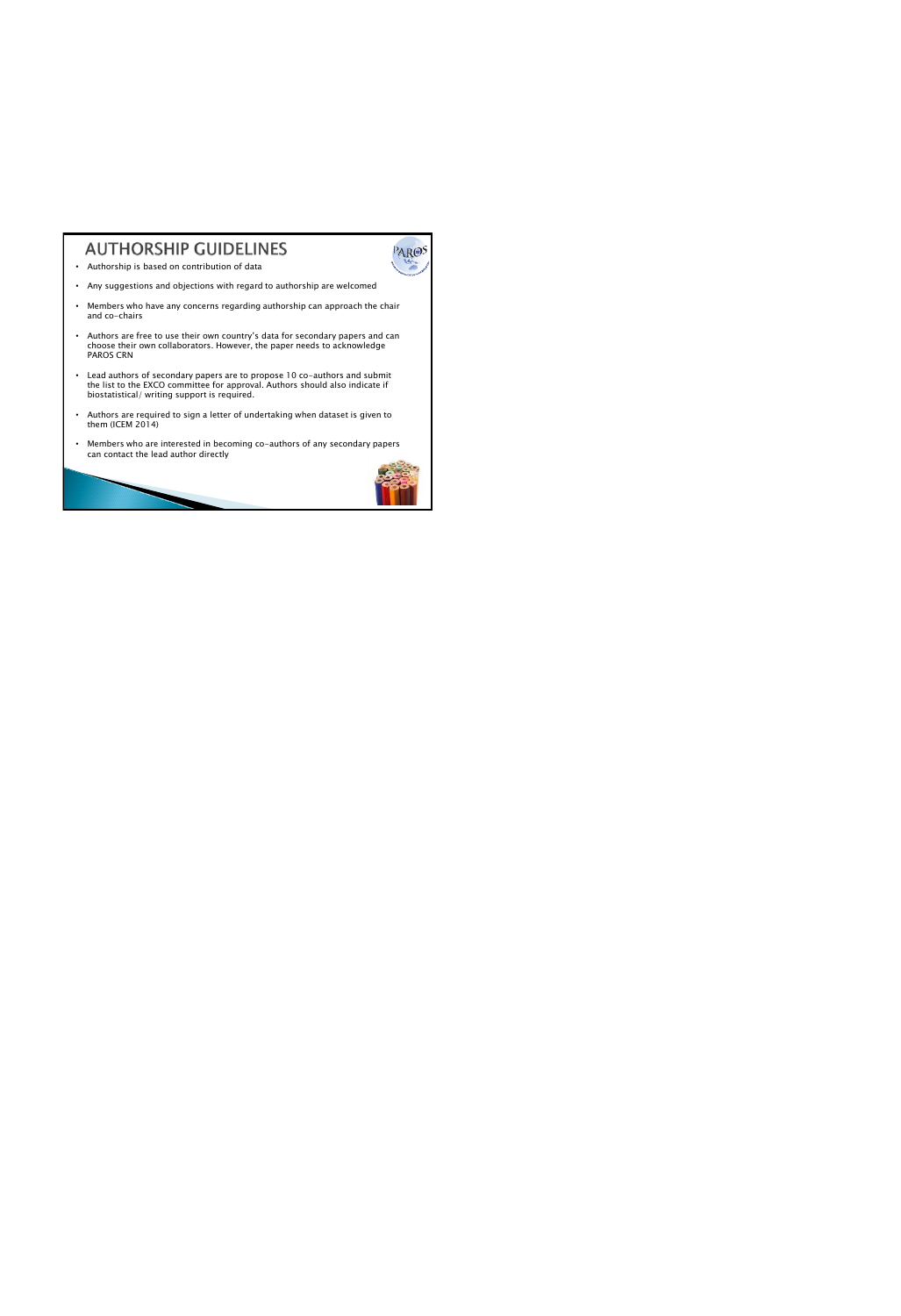# AUTHORSHIP GUIDELINES

- Authorship is based on contribution of data
- Any suggestions and objections with regard to authorship are welcomed
- Members who have any concerns regarding authorship can approach the chair and co-chairs
- Authors are free to use their own country's data for secondary papers and can choose their own collaborators. However, the paper needs to acknowledge PAROS CRN
- Lead authors of secondary papers are to propose 10 co-authors and submit the list to the EXCO committee for approval. Authors should also indicate if biostatistical/ writing support is required.
- Authors are required to sign a letter of undertaking when dataset is given to them (ICEM 2014)
- Members who are interested in becoming co-authors of any secondary papers can contact the lead author directly